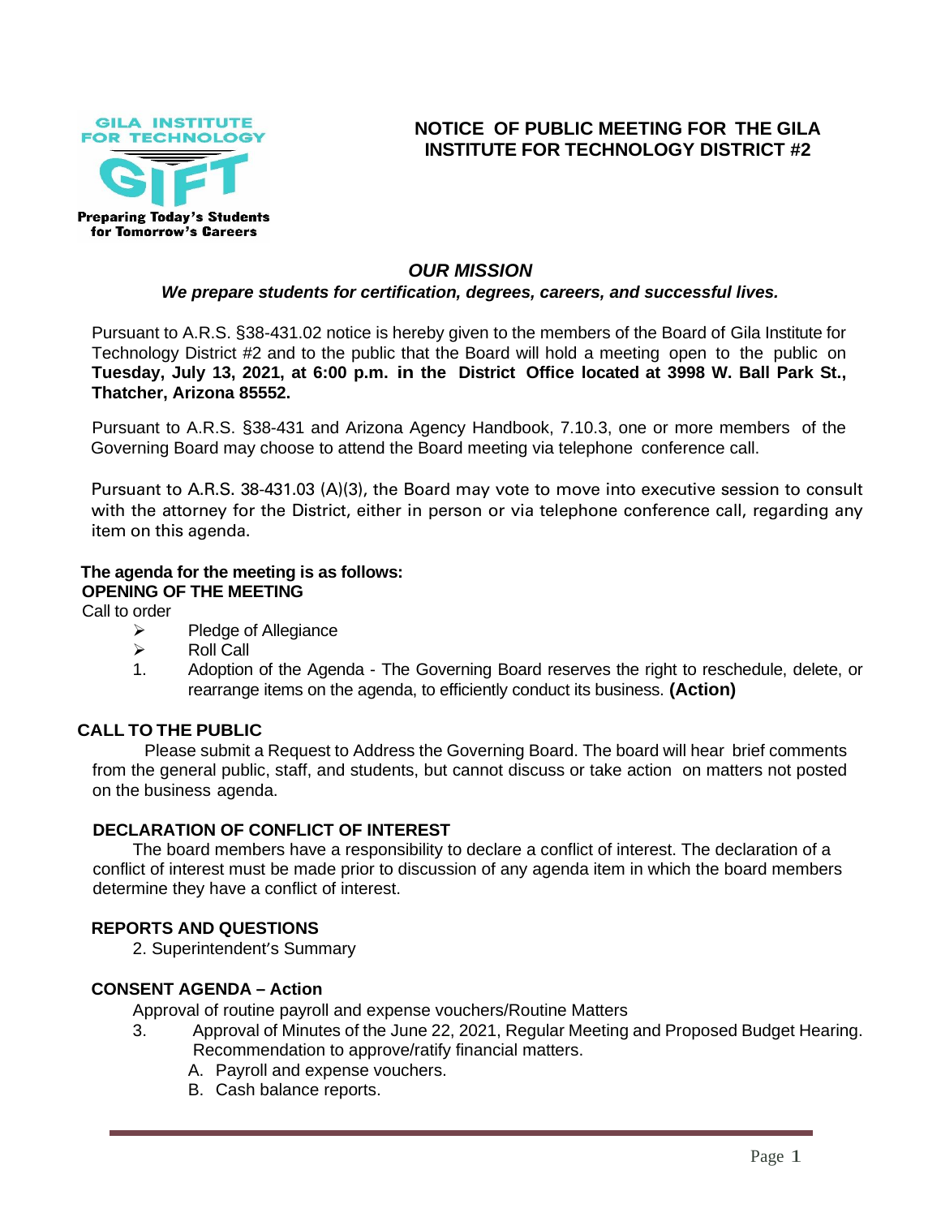GILA INSTITUTE FOR TECHNOLOGY

GIFT

Preparing Today's Students for Tomorrow's Careers

# NOTICE OF PUBLIC MEETING FOR THE GILA INSTITUTE FOR TECHNOLOGY DISTRICT #2

## *OUR MISSION*

***We prepare students for certification, degrees, careers, and successful lives.***

Pursuant to A.R.S. §38-431.02 notice is hereby given to the members of the Board of Gila Institute for Technology District #2 and to the public that the Board will hold a meeting open to the public on **Tuesday, July 13, 2021, at 6:00 p.m. in the District Office located at 3998 W. Ball Park St., Thatcher, Arizona 85552.**

Pursuant to A.R.S. §38-431 and Arizona Agency Handbook, 7.10.3, one or more members of the Governing Board may choose to attend the Board meeting via telephone conference call.

Pursuant to A.R.S. 38-431.03 (A)(3), the Board may vote to move into executive session to consult with the attorney for the District, either in person or via telephone conference call, regarding any item on this agenda.

**The agenda for the meeting is as follows:**

**OPENING OF THE MEETING**

Call to order

- Pledge of Allegiance
- Roll Call

1. Adoption of the Agenda - The Governing Board reserves the right to reschedule, delete, or rearrange items on the agenda, to efficiently conduct its business. **(Action)**

**CALL TO THE PUBLIC**

Please submit a Request to Address the Governing Board. The board will hear brief comments from the general public, staff, and students, but cannot discuss or take action on matters not posted on the business agenda.

**DECLARATION OF CONFLICT OF INTEREST**

The board members have a responsibility to declare a conflict of interest. The declaration of a conflict of interest must be made prior to discussion of any agenda item in which the board members determine they have a conflict of interest.

**REPORTS AND QUESTIONS**

2. Superintendent's Summary

**CONSENT AGENDA – Action**

Approval of routine payroll and expense vouchers/Routine Matters

3. Approval of Minutes of the June 22, 2021, Regular Meeting and Proposed Budget Hearing. Recommendation to approve/ratify financial matters.
   A. Payroll and expense vouchers.
   B. Cash balance reports.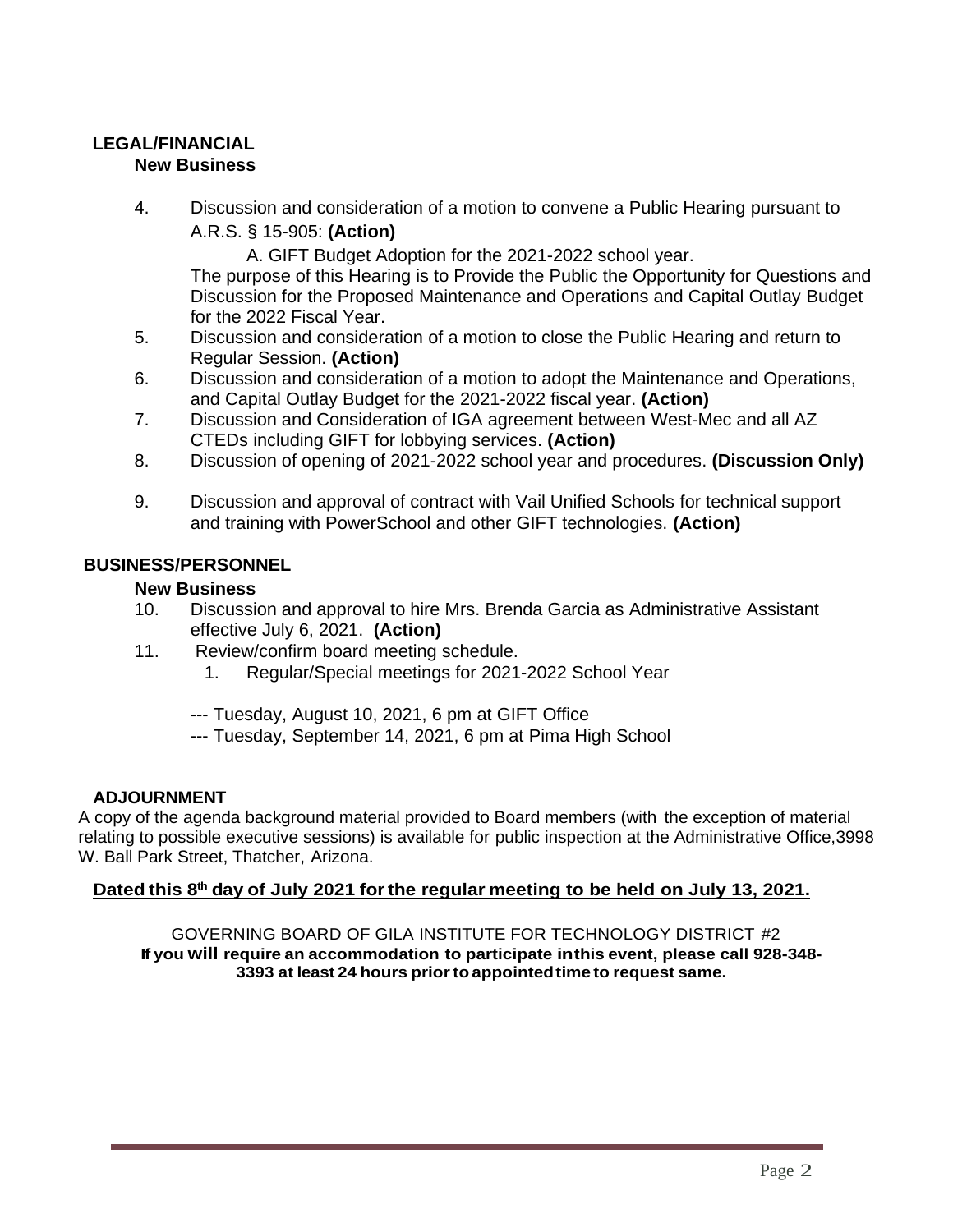## LEGAL/FINANCIAL

### New Business

4. Discussion and consideration of a motion to convene a Public Hearing pursuant to A.R.S. § 15-905: **(Action)**

   A. GIFT Budget Adoption for the 2021-2022 school year.

   The purpose of this Hearing is to Provide the Public the Opportunity for Questions and Discussion for the Proposed Maintenance and Operations and Capital Outlay Budget for the 2022 Fiscal Year.
5. Discussion and consideration of a motion to close the Public Hearing and return to Regular Session. **(Action)**
6. Discussion and consideration of a motion to adopt the Maintenance and Operations, and Capital Outlay Budget for the 2021-2022 fiscal year. **(Action)**
7. Discussion and Consideration of IGA agreement between West-Mec and all AZ CTEDs including GIFT for lobbying services. **(Action)**
8. Discussion of opening of 2021-2022 school year and procedures. **(Discussion Only)**
9. Discussion and approval of contract with Vail Unified Schools for technical support and training with PowerSchool and other GIFT technologies. **(Action)**

## BUSINESS/PERSONNEL

### New Business

10. Discussion and approval to hire Mrs. Brenda Garcia as Administrative Assistant effective July 6, 2021. **(Action)**
11. Review/confirm board meeting schedule.
    1. Regular/Special meetings for 2021-2022 School Year

    --- Tuesday, August 10, 2021, 6 pm at GIFT Office

    --- Tuesday, September 14, 2021, 6 pm at Pima High School

## ADJOURNMENT

A copy of the agenda background material provided to Board members (with the exception of material relating to possible executive sessions) is available for public inspection at the Administrative Office,3998 W. Ball Park Street, Thatcher, Arizona.

**Dated this 8th day of July 2021 for the regular meeting to be held on July 13, 2021.**

GOVERNING BOARD OF GILA INSTITUTE FOR TECHNOLOGY DISTRICT #2

**If you will require an accommodation to participate in this event, please call 928-348-3393 at least 24 hours prior to appointed time to request same.**